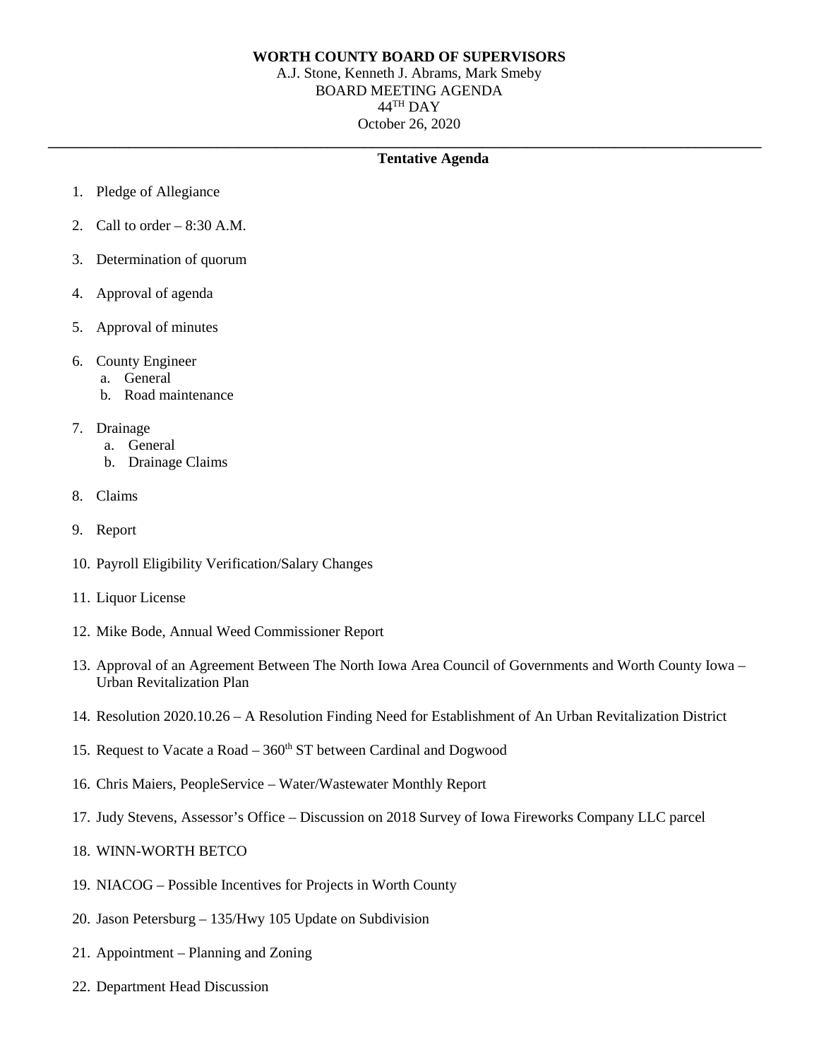**WORTH COUNTY BOARD OF SUPERVISORS**
A.J. Stone, Kenneth J. Abrams, Mark Smeby
BOARD MEETING AGENDA
44TH DAY
October 26, 2020

---

**Tentative Agenda**

1. Pledge of Allegiance
2. Call to order – 8:30 A.M.
3. Determination of quorum
4. Approval of agenda
5. Approval of minutes
6. County Engineer
   a. General
   b. Road maintenance
7. Drainage
   a. General
   b. Drainage Claims
8. Claims
9. Report
10. Payroll Eligibility Verification/Salary Changes
11. Liquor License
12. Mike Bode, Annual Weed Commissioner Report
13. Approval of an Agreement Between The North Iowa Area Council of Governments and Worth County Iowa – Urban Revitalization Plan
14. Resolution 2020.10.26 – A Resolution Finding Need for Establishment of An Urban Revitalization District
15. Request to Vacate a Road – 360th ST between Cardinal and Dogwood
16. Chris Maiers, PeopleService – Water/Wastewater Monthly Report
17. Judy Stevens, Assessor's Office – Discussion on 2018 Survey of Iowa Fireworks Company LLC parcel
18. WINN-WORTH BETCO
19. NIACOG – Possible Incentives for Projects in Worth County
20. Jason Petersburg – 135/Hwy 105 Update on Subdivision
21. Appointment – Planning and Zoning
22. Department Head Discussion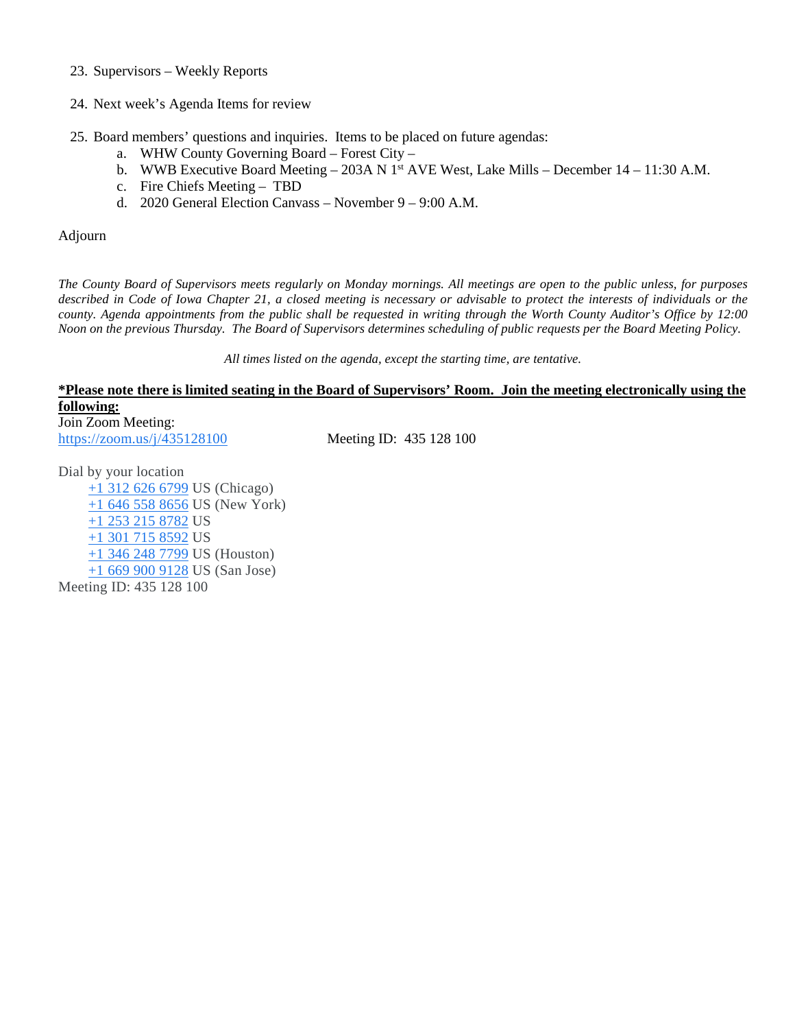23. Supervisors – Weekly Reports

24. Next week's Agenda Items for review

25. Board members' questions and inquiries. Items to be placed on future agendas:
    a. WHW County Governing Board – Forest City –
    b. WWB Executive Board Meeting – 203A N 1st AVE West, Lake Mills – December 14 – 11:30 A.M.
    c. Fire Chiefs Meeting – TBD
    d. 2020 General Election Canvass – November 9 – 9:00 A.M.

Adjourn

*The County Board of Supervisors meets regularly on Monday mornings. All meetings are open to the public unless, for purposes described in Code of Iowa Chapter 21, a closed meeting is necessary or advisable to protect the interests of individuals or the county. Agenda appointments from the public shall be requested in writing through the Worth County Auditor's Office by 12:00 Noon on the previous Thursday. The Board of Supervisors determines scheduling of public requests per the Board Meeting Policy.*

*All times listed on the agenda, except the starting time, are tentative.*

**\*Please note there is limited seating in the Board of Supervisors' Room. Join the meeting electronically using the following:**

Join Zoom Meeting:
https://zoom.us/j/435128100 Meeting ID: 435 128 100

Dial by your location
+1 312 626 6799 US (Chicago)
+1 646 558 8656 US (New York)
+1 253 215 8782 US
+1 301 715 8592 US
+1 346 248 7799 US (Houston)
+1 669 900 9128 US (San Jose)
Meeting ID: 435 128 100